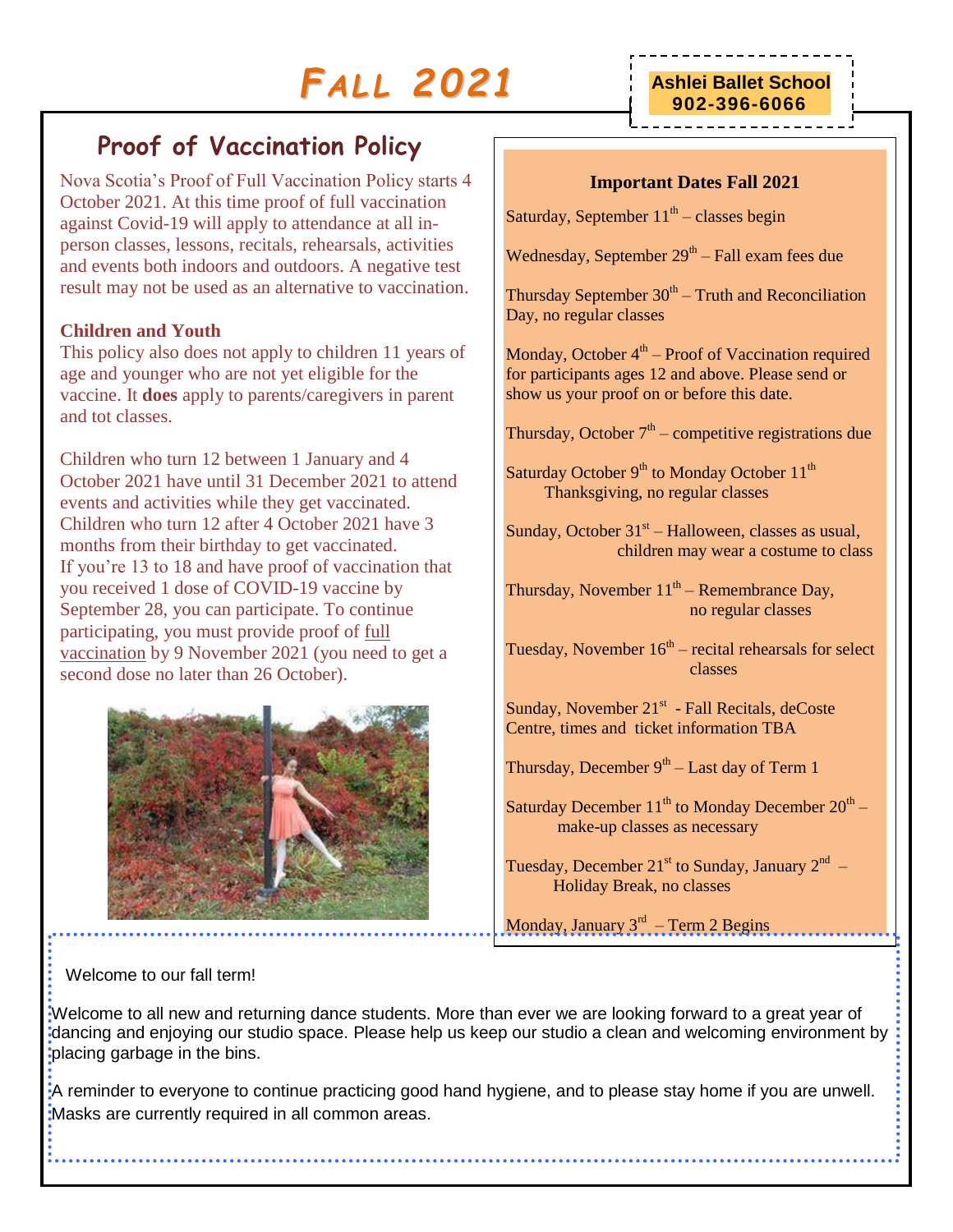# Fall 2021

**Ashlei Ballet School**
**902-396-6066**

## Proof of Vaccination Policy

Nova Scotia's Proof of Full Vaccination Policy starts 4 October 2021. At this time proof of full vaccination against Covid-19 will apply to attendance at all in-person classes, lessons, recitals, rehearsals, activities and events both indoors and outdoors. A negative test result may not be used as an alternative to vaccination.

**Children and Youth**

This policy also does not apply to children 11 years of age and younger who are not yet eligible for the vaccine. It **does** apply to parents/caregivers in parent and tot classes.

Children who turn 12 between 1 January and 4 October 2021 have until 31 December 2021 to attend events and activities while they get vaccinated. Children who turn 12 after 4 October 2021 have 3 months from their birthday to get vaccinated. If you're 13 to 18 and have proof of vaccination that you received 1 dose of COVID-19 vaccine by September 28, you can participate. To continue participating, you must provide proof of full vaccination by 9 November 2021 (you need to get a second dose no later than 26 October).

### Important Dates Fall 2021

Saturday, September 11th – classes begin

Wednesday, September 29th – Fall exam fees due

Thursday September 30th – Truth and Reconciliation Day, no regular classes

Monday, October 4th – Proof of Vaccination required for participants ages 12 and above. Please send or show us your proof on or before this date.

Thursday, October 7th – competitive registrations due

Saturday October 9th to Monday October 11th Thanksgiving, no regular classes

Sunday, October 31st – Halloween, classes as usual, children may wear a costume to class

Thursday, November 11th – Remembrance Day, no regular classes

Tuesday, November 16th – recital rehearsals for select classes

Sunday, November 21st - Fall Recitals, deCoste Centre, times and ticket information TBA

Thursday, December 9th – Last day of Term 1

Saturday December 11th to Monday December 20th – make-up classes as necessary

Tuesday, December 21st to Sunday, January 2nd – Holiday Break, no classes

Monday, January 3rd – Term 2 Begins

Welcome to our fall term!

Welcome to all new and returning dance students. More than ever we are looking forward to a great year of dancing and enjoying our studio space. Please help us keep our studio a clean and welcoming environment by placing garbage in the bins.

A reminder to everyone to continue practicing good hand hygiene, and to please stay home if you are unwell. Masks are currently required in all common areas.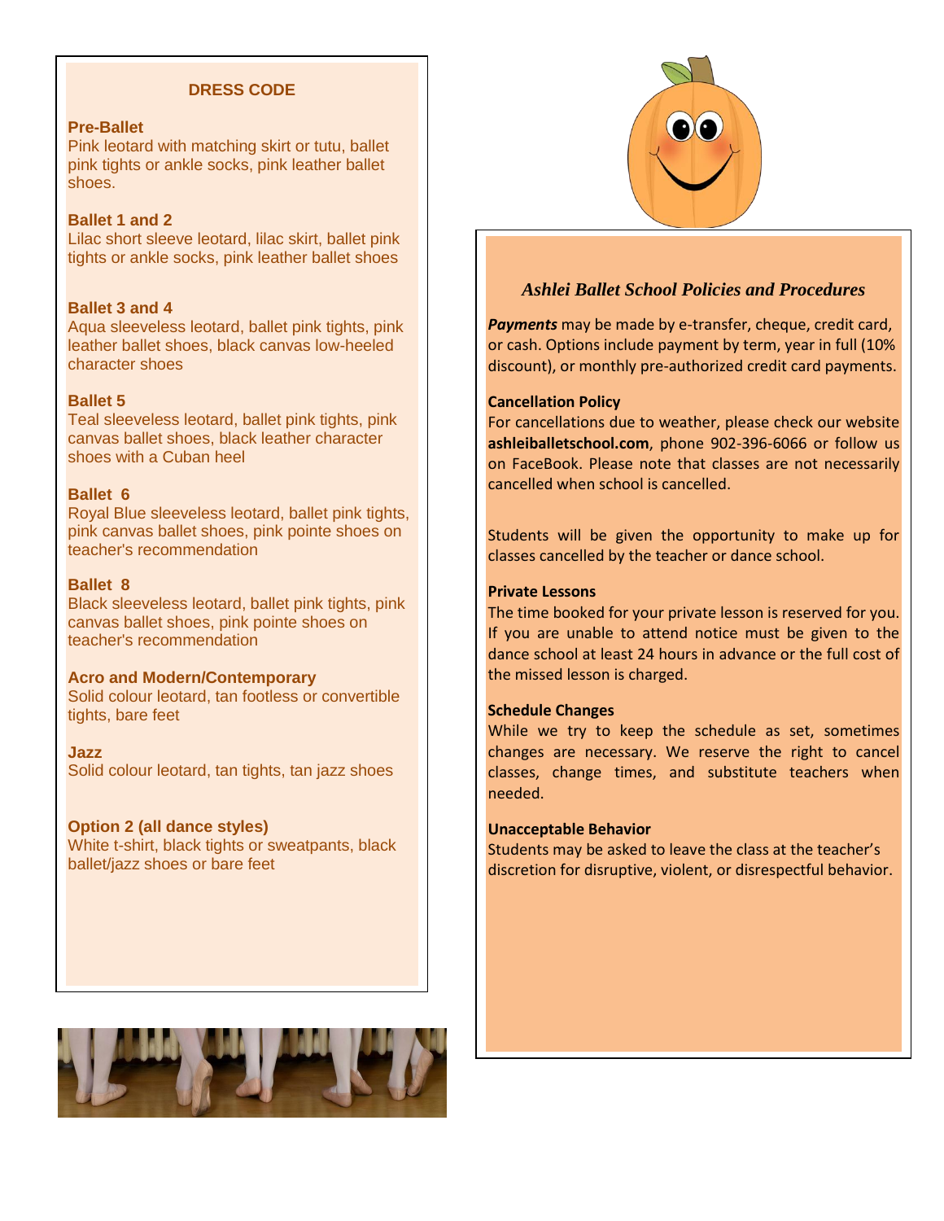## DRESS CODE

**Pre-Ballet**
Pink leotard with matching skirt or tutu, ballet pink tights or ankle socks, pink leather ballet shoes.

**Ballet 1 and 2**
Lilac short sleeve leotard, lilac skirt, ballet pink tights or ankle socks, pink leather ballet shoes

**Ballet 3 and 4**
Aqua sleeveless leotard, ballet pink tights, pink leather ballet shoes, black canvas low-heeled character shoes

**Ballet 5**
Teal sleeveless leotard, ballet pink tights, pink canvas ballet shoes, black leather character shoes with a Cuban heel

**Ballet 6**
Royal Blue sleeveless leotard, ballet pink tights, pink canvas ballet shoes, pink pointe shoes on teacher's recommendation

**Ballet 8**
Black sleeveless leotard, ballet pink tights, pink canvas ballet shoes, pink pointe shoes on teacher's recommendation

**Acro and Modern/Contemporary**
Solid colour leotard, tan footless or convertible tights, bare feet

**Jazz**
Solid colour leotard, tan tights, tan jazz shoes

**Option 2 (all dance styles)**
White t-shirt, black tights or sweatpants, black ballet/jazz shoes or bare feet

## *Ashlei Ballet School Policies and Procedures*

***Payments*** may be made by e-transfer, cheque, credit card, or cash. Options include payment by term, year in full (10% discount), or monthly pre-authorized credit card payments.

**Cancellation Policy**
For cancellations due to weather, please check our website **ashleiballetschool.com**, phone 902-396-6066 or follow us on FaceBook. Please note that classes are not necessarily cancelled when school is cancelled.

Students will be given the opportunity to make up for classes cancelled by the teacher or dance school.

**Private Lessons**
The time booked for your private lesson is reserved for you. If you are unable to attend notice must be given to the dance school at least 24 hours in advance or the full cost of the missed lesson is charged.

**Schedule Changes**
While we try to keep the schedule as set, sometimes changes are necessary. We reserve the right to cancel classes, change times, and substitute teachers when needed.

**Unacceptable Behavior**
Students may be asked to leave the class at the teacher's discretion for disruptive, violent, or disrespectful behavior.